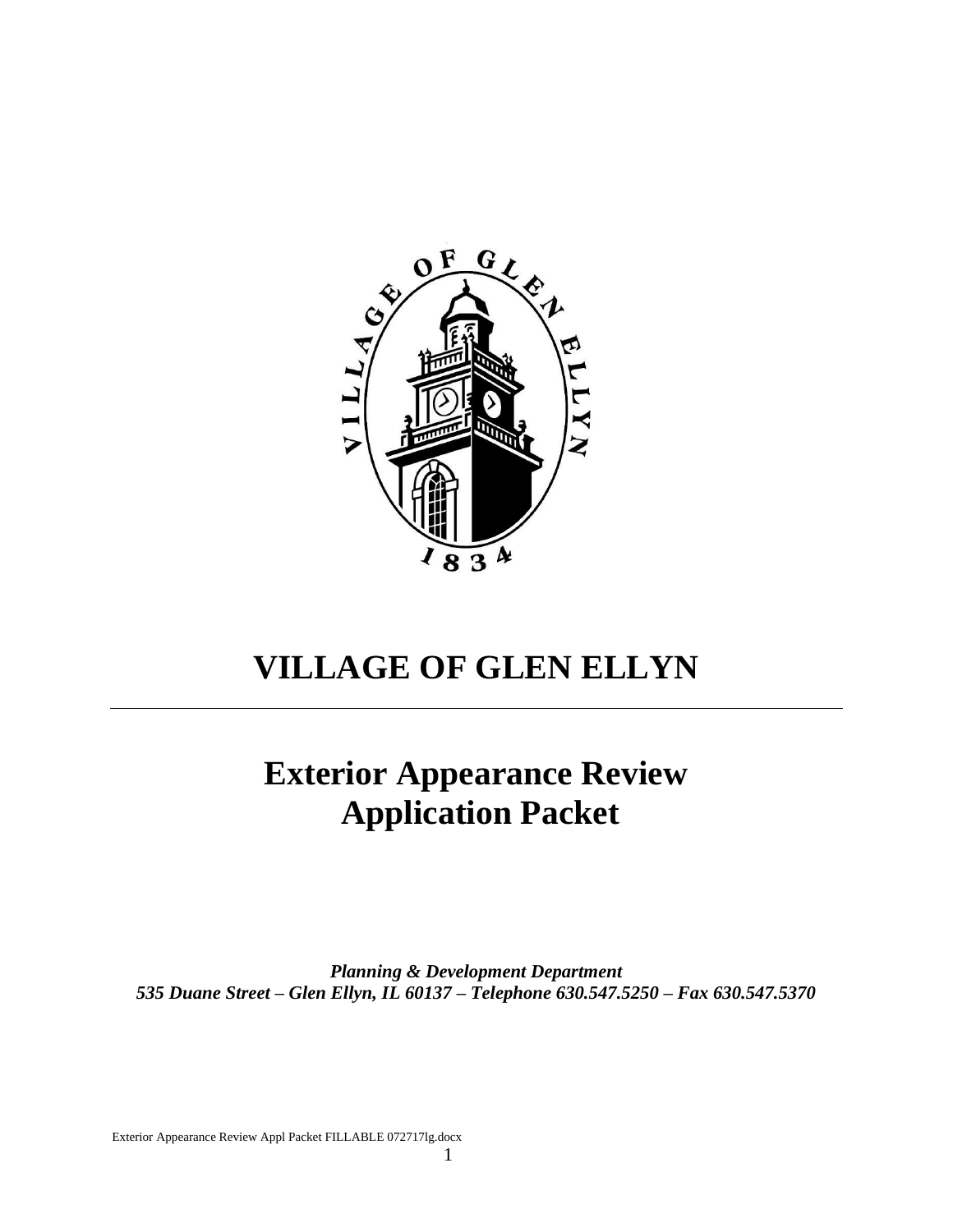# VILLAGE OF GLEN ELLYN

---

## Exterior Appearance Review Application Packet

***Planning & Development Department***
***535 Duane Street – Glen Ellyn, IL 60137 – Telephone 630.547.5250 – Fax 630.547.5370***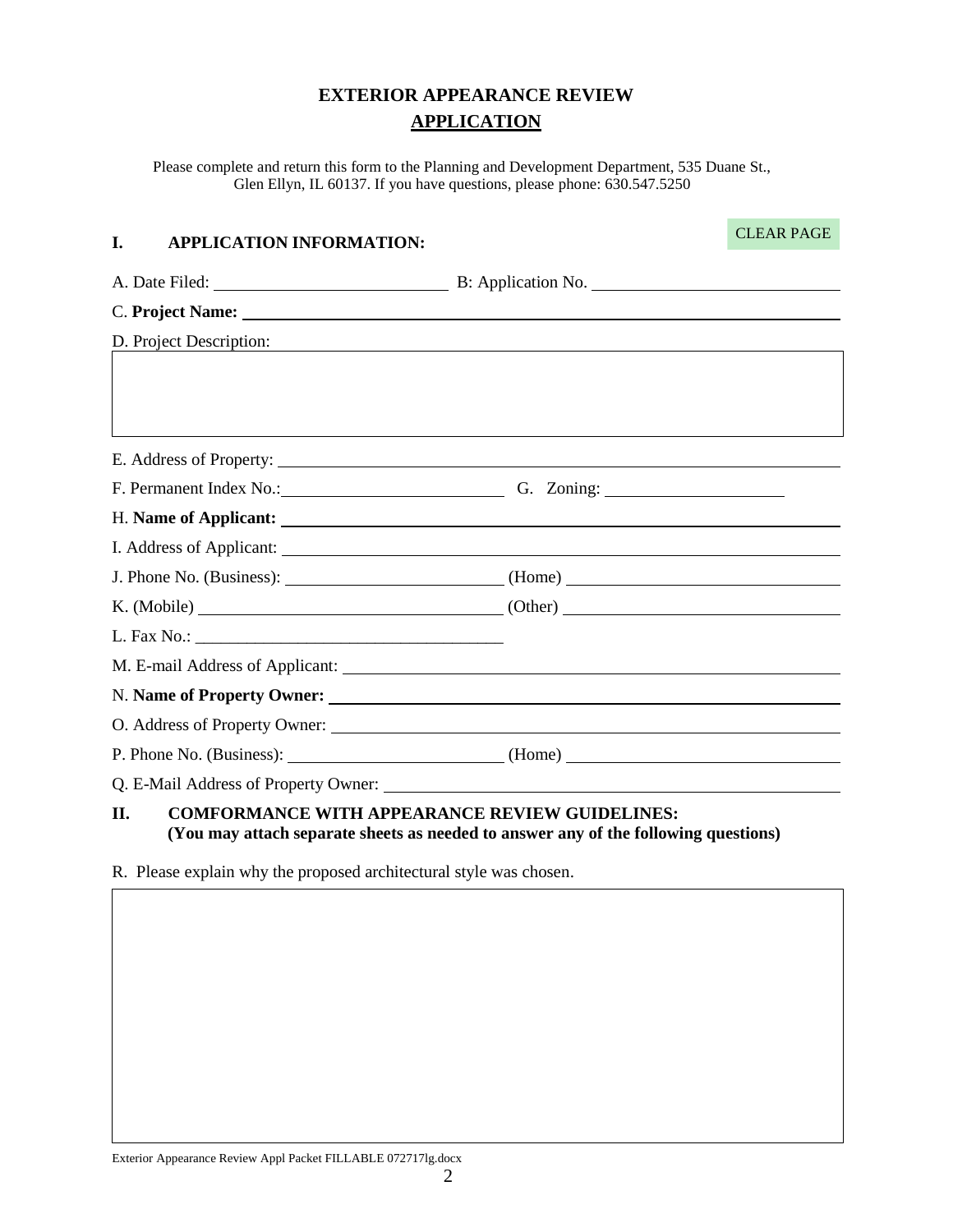# EXTERIOR APPEARANCE REVIEW
## APPLICATION

Please complete and return this form to the Planning and Development Department, 535 Duane St., Glen Ellyn, IL 60137. If you have questions, please phone: 630.547.5250

CLEAR PAGE

### I. APPLICATION INFORMATION:

A. Date Filed: ____________________ B: Application No. ____________________

C. **Project Name:** ____________________

D. Project Description: ____________________

E. Address of Property: ____________________

F. Permanent Index No.: ____________________ G. Zoning: ____________________

H. **Name of Applicant:** ____________________

I. Address of Applicant: ____________________

J. Phone No. (Business): ____________________ (Home) ____________________

K. (Mobile) ____________________ (Other) ____________________

L. Fax No.: ____________________

M. E-mail Address of Applicant: ____________________

N. **Name of Property Owner:** ____________________

O. Address of Property Owner: ____________________

P. Phone No. (Business): ____________________ (Home) ____________________

Q. E-Mail Address of Property Owner: ____________________

### II. COMFORMANCE WITH APPEARANCE REVIEW GUIDELINES:
**(You may attach separate sheets as needed to answer any of the following questions)**

R. Please explain why the proposed architectural style was chosen.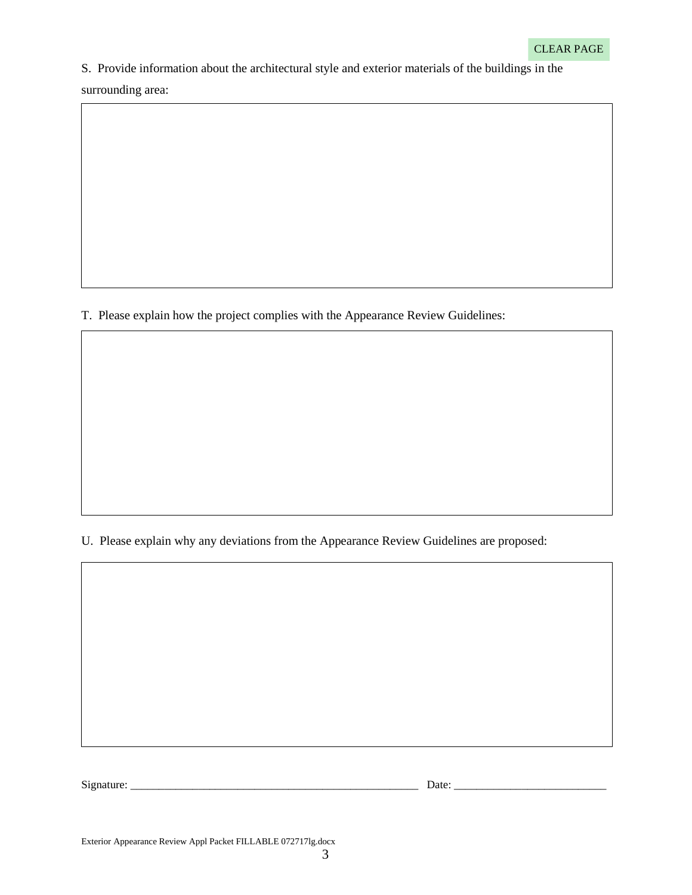CLEAR PAGE

S. Provide information about the architectural style and exterior materials of the buildings in the surrounding area:

T. Please explain how the project complies with the Appearance Review Guidelines:

U. Please explain why any deviations from the Appearance Review Guidelines are proposed:

Signature: ___________________________________________________ Date: ___________________________

Exterior Appearance Review Appl Packet FILLABLE 072717lg.docx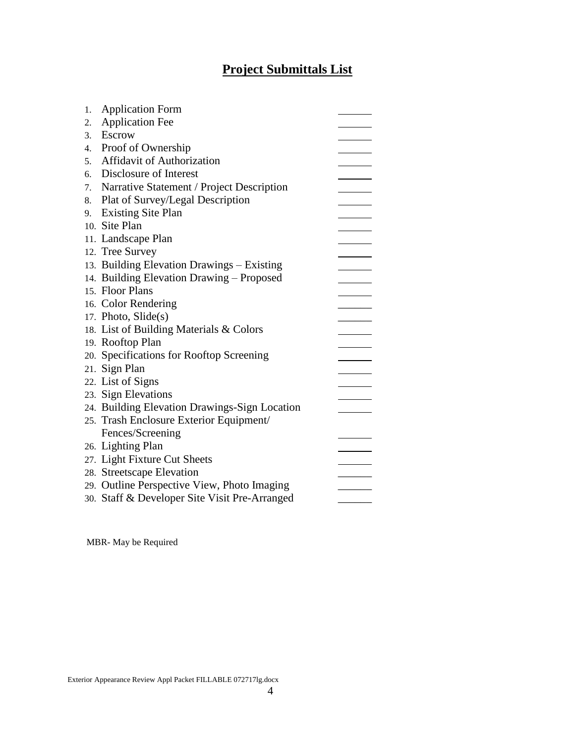# Project Submittals List

1. Application Form \_\_\_\_\_\_
2. Application Fee \_\_\_\_\_\_
3. Escrow \_\_\_\_\_\_
4. Proof of Ownership \_\_\_\_\_\_
5. Affidavit of Authorization \_\_\_\_\_\_
6. Disclosure of Interest \_\_\_\_\_\_
7. Narrative Statement / Project Description \_\_\_\_\_\_
8. Plat of Survey/Legal Description \_\_\_\_\_\_
9. Existing Site Plan \_\_\_\_\_\_
10. Site Plan \_\_\_\_\_\_
11. Landscape Plan \_\_\_\_\_\_
12. Tree Survey \_\_\_\_\_\_
13. Building Elevation Drawings – Existing \_\_\_\_\_\_
14. Building Elevation Drawing – Proposed \_\_\_\_\_\_
15. Floor Plans \_\_\_\_\_\_
16. Color Rendering \_\_\_\_\_\_
17. Photo, Slide(s) \_\_\_\_\_\_
18. List of Building Materials & Colors \_\_\_\_\_\_
19. Rooftop Plan \_\_\_\_\_\_
20. Specifications for Rooftop Screening \_\_\_\_\_\_
21. Sign Plan \_\_\_\_\_\_
22. List of Signs \_\_\_\_\_\_
23. Sign Elevations \_\_\_\_\_\_
24. Building Elevation Drawings-Sign Location \_\_\_\_\_\_
25. Trash Enclosure Exterior Equipment/ Fences/Screening \_\_\_\_\_\_
26. Lighting Plan \_\_\_\_\_\_
27. Light Fixture Cut Sheets \_\_\_\_\_\_
28. Streetscape Elevation \_\_\_\_\_\_
29. Outline Perspective View, Photo Imaging \_\_\_\_\_\_
30. Staff & Developer Site Visit Pre-Arranged \_\_\_\_\_\_

MBR- May be Required

Exterior Appearance Review Appl Packet FILLABLE 072717lg.docx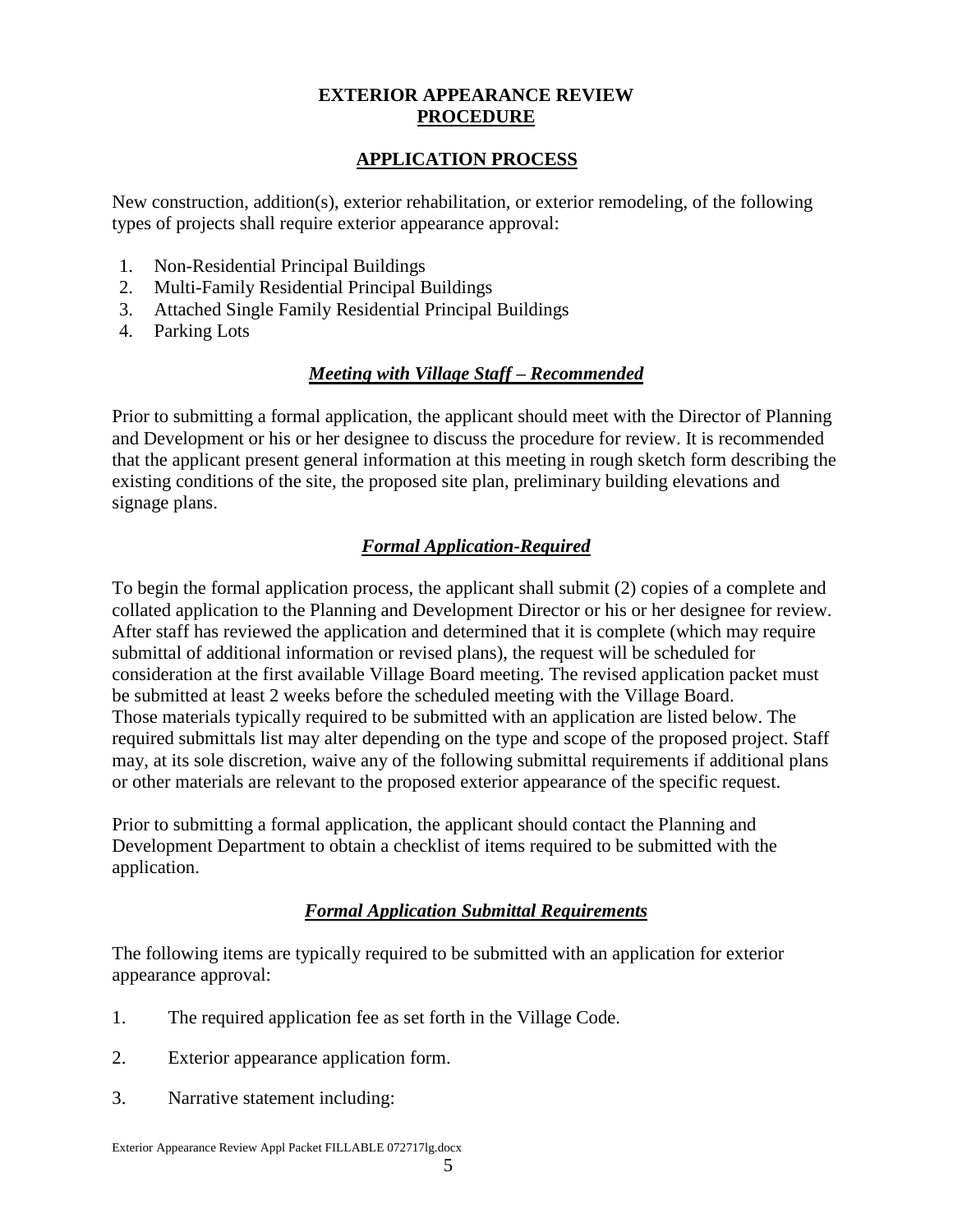## EXTERIOR APPEARANCE REVIEW <u>PROCEDURE</u>

## <u>APPLICATION PROCESS</u>

New construction, addition(s), exterior rehabilitation, or exterior remodeling, of the following types of projects shall require exterior appearance approval:

1. Non-Residential Principal Buildings
2. Multi-Family Residential Principal Buildings
3. Attached Single Family Residential Principal Buildings
4. Parking Lots

### <u>*Meeting with Village Staff – Recommended*</u>

Prior to submitting a formal application, the applicant should meet with the Director of Planning and Development or his or her designee to discuss the procedure for review. It is recommended that the applicant present general information at this meeting in rough sketch form describing the existing conditions of the site, the proposed site plan, preliminary building elevations and signage plans.

### <u>*Formal Application-Required*</u>

To begin the formal application process, the applicant shall submit (2) copies of a complete and collated application to the Planning and Development Director or his or her designee for review. After staff has reviewed the application and determined that it is complete (which may require submittal of additional information or revised plans), the request will be scheduled for consideration at the first available Village Board meeting. The revised application packet must be submitted at least 2 weeks before the scheduled meeting with the Village Board.
Those materials typically required to be submitted with an application are listed below. The required submittals list may alter depending on the type and scope of the proposed project. Staff may, at its sole discretion, waive any of the following submittal requirements if additional plans or other materials are relevant to the proposed exterior appearance of the specific request.

Prior to submitting a formal application, the applicant should contact the Planning and Development Department to obtain a checklist of items required to be submitted with the application.

### <u>*Formal Application Submittal Requirements*</u>

The following items are typically required to be submitted with an application for exterior appearance approval:

1. The required application fee as set forth in the Village Code.

2. Exterior appearance application form.

3. Narrative statement including: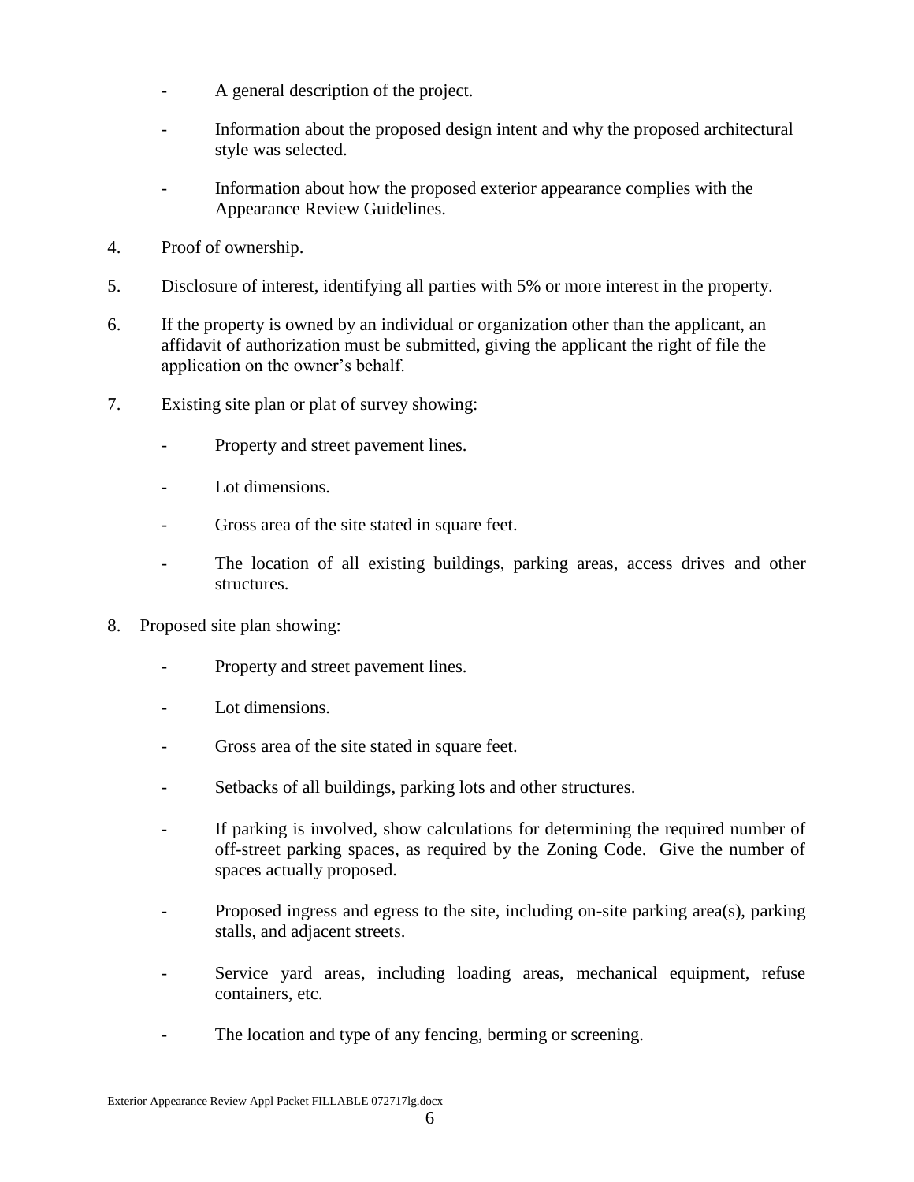- A general description of the project.
- Information about the proposed design intent and why the proposed architectural style was selected.
- Information about how the proposed exterior appearance complies with the Appearance Review Guidelines.

4. Proof of ownership.

5. Disclosure of interest, identifying all parties with 5% or more interest in the property.

6. If the property is owned by an individual or organization other than the applicant, an affidavit of authorization must be submitted, giving the applicant the right of file the application on the owner's behalf.

7. Existing site plan or plat of survey showing:

   - Property and street pavement lines.
   - Lot dimensions.
   - Gross area of the site stated in square feet.
   - The location of all existing buildings, parking areas, access drives and other structures.

8. Proposed site plan showing:

   - Property and street pavement lines.
   - Lot dimensions.
   - Gross area of the site stated in square feet.
   - Setbacks of all buildings, parking lots and other structures.
   - If parking is involved, show calculations for determining the required number of off-street parking spaces, as required by the Zoning Code. Give the number of spaces actually proposed.
   - Proposed ingress and egress to the site, including on-site parking area(s), parking stalls, and adjacent streets.
   - Service yard areas, including loading areas, mechanical equipment, refuse containers, etc.
   - The location and type of any fencing, berming or screening.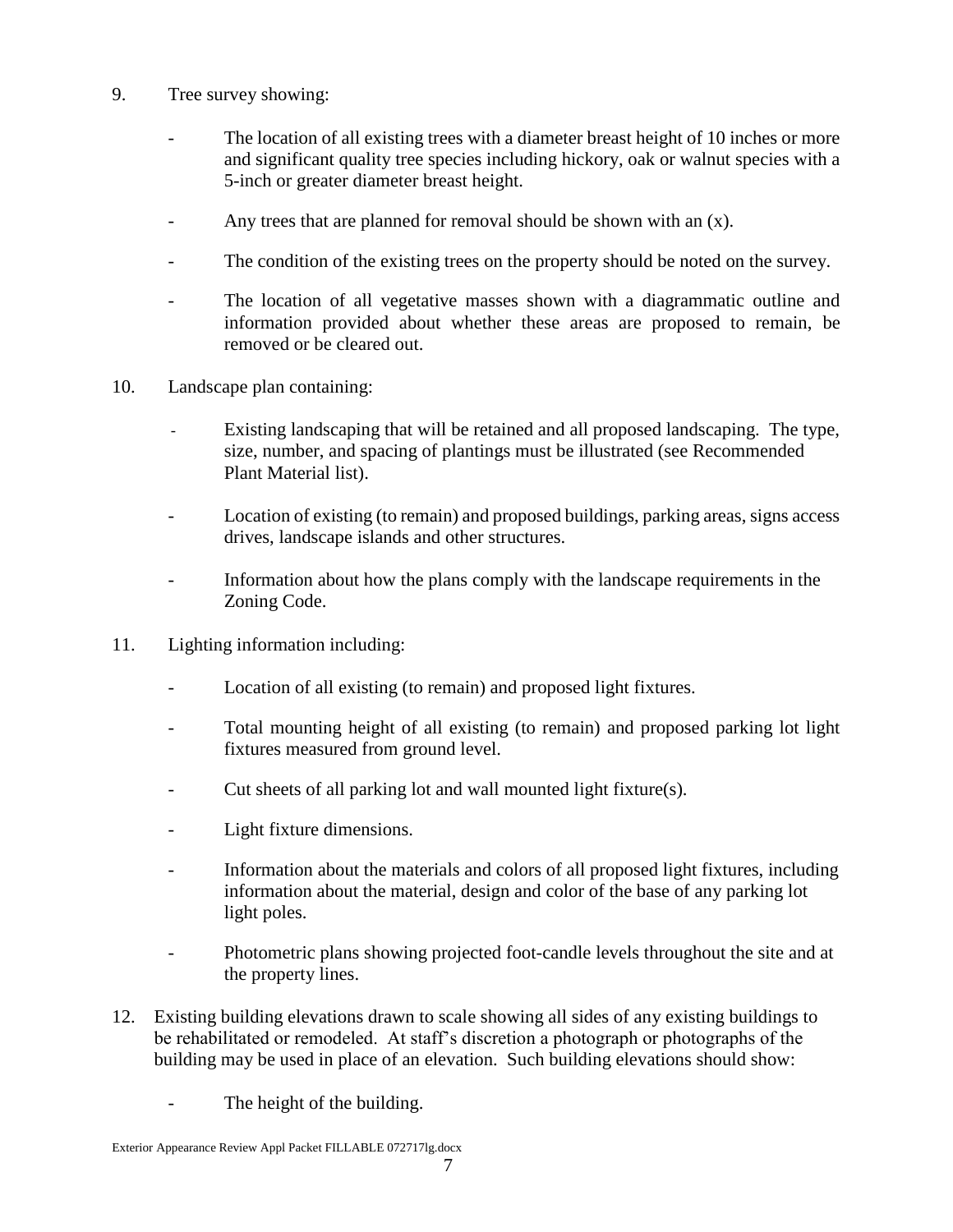9. Tree survey showing:

   - The location of all existing trees with a diameter breast height of 10 inches or more and significant quality tree species including hickory, oak or walnut species with a 5-inch or greater diameter breast height.
   - Any trees that are planned for removal should be shown with an (x).
   - The condition of the existing trees on the property should be noted on the survey.
   - The location of all vegetative masses shown with a diagrammatic outline and information provided about whether these areas are proposed to remain, be removed or be cleared out.

10. Landscape plan containing:

    - Existing landscaping that will be retained and all proposed landscaping. The type, size, number, and spacing of plantings must be illustrated (see Recommended Plant Material list).
    - Location of existing (to remain) and proposed buildings, parking areas, signs access drives, landscape islands and other structures.
    - Information about how the plans comply with the landscape requirements in the Zoning Code.

11. Lighting information including:

    - Location of all existing (to remain) and proposed light fixtures.
    - Total mounting height of all existing (to remain) and proposed parking lot light fixtures measured from ground level.
    - Cut sheets of all parking lot and wall mounted light fixture(s).
    - Light fixture dimensions.
    - Information about the materials and colors of all proposed light fixtures, including information about the material, design and color of the base of any parking lot light poles.
    - Photometric plans showing projected foot-candle levels throughout the site and at the property lines.

12. Existing building elevations drawn to scale showing all sides of any existing buildings to be rehabilitated or remodeled. At staff's discretion a photograph or photographs of the building may be used in place of an elevation. Such building elevations should show:

    - The height of the building.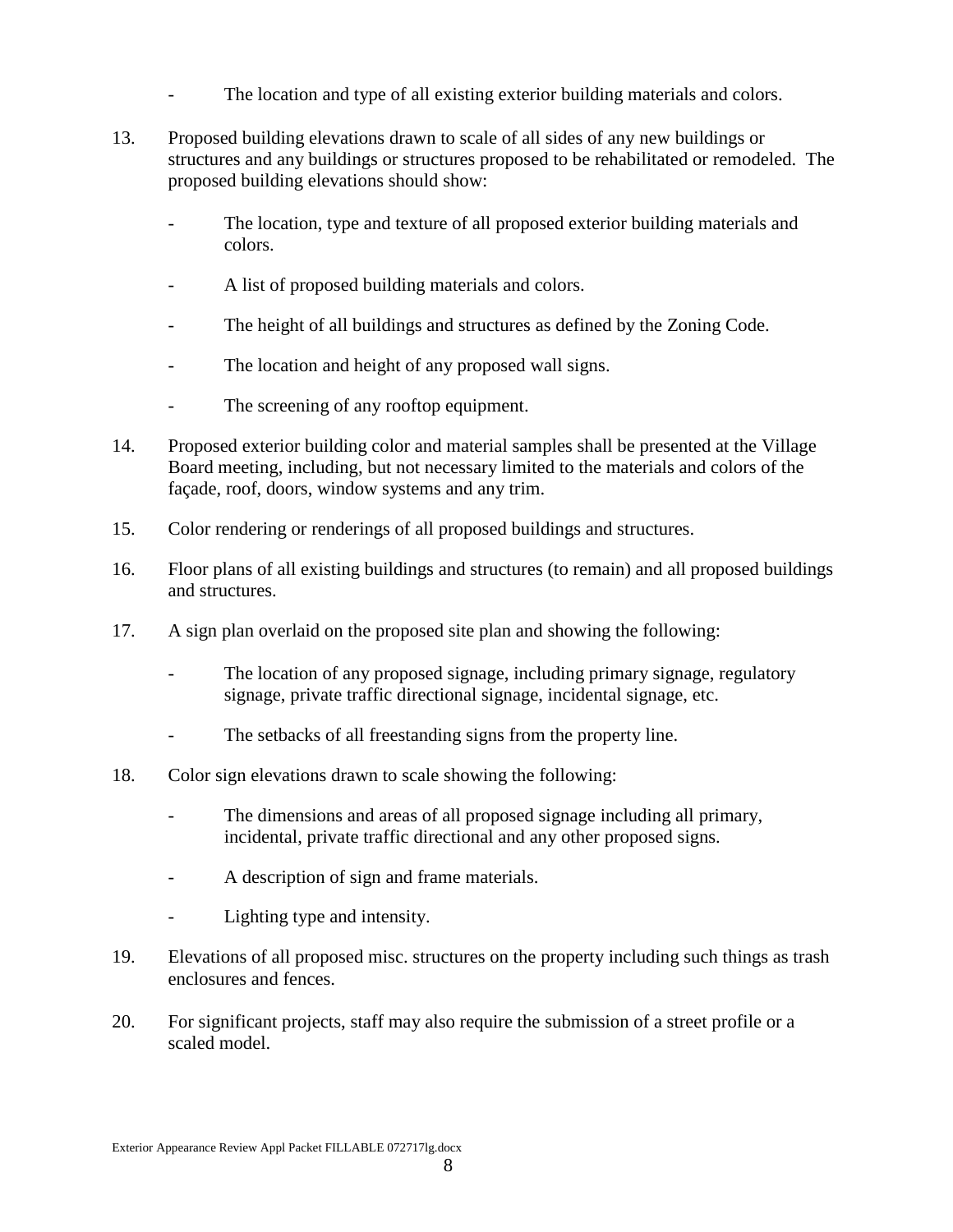- The location and type of all existing exterior building materials and colors.

13. Proposed building elevations drawn to scale of all sides of any new buildings or structures and any buildings or structures proposed to be rehabilitated or remodeled. The proposed building elevations should show:

    - The location, type and texture of all proposed exterior building materials and colors.
    - A list of proposed building materials and colors.
    - The height of all buildings and structures as defined by the Zoning Code.
    - The location and height of any proposed wall signs.
    - The screening of any rooftop equipment.

14. Proposed exterior building color and material samples shall be presented at the Village Board meeting, including, but not necessary limited to the materials and colors of the façade, roof, doors, window systems and any trim.

15. Color rendering or renderings of all proposed buildings and structures.

16. Floor plans of all existing buildings and structures (to remain) and all proposed buildings and structures.

17. A sign plan overlaid on the proposed site plan and showing the following:

    - The location of any proposed signage, including primary signage, regulatory signage, private traffic directional signage, incidental signage, etc.
    - The setbacks of all freestanding signs from the property line.

18. Color sign elevations drawn to scale showing the following:

    - The dimensions and areas of all proposed signage including all primary, incidental, private traffic directional and any other proposed signs.
    - A description of sign and frame materials.
    - Lighting type and intensity.

19. Elevations of all proposed misc. structures on the property including such things as trash enclosures and fences.

20. For significant projects, staff may also require the submission of a street profile or a scaled model.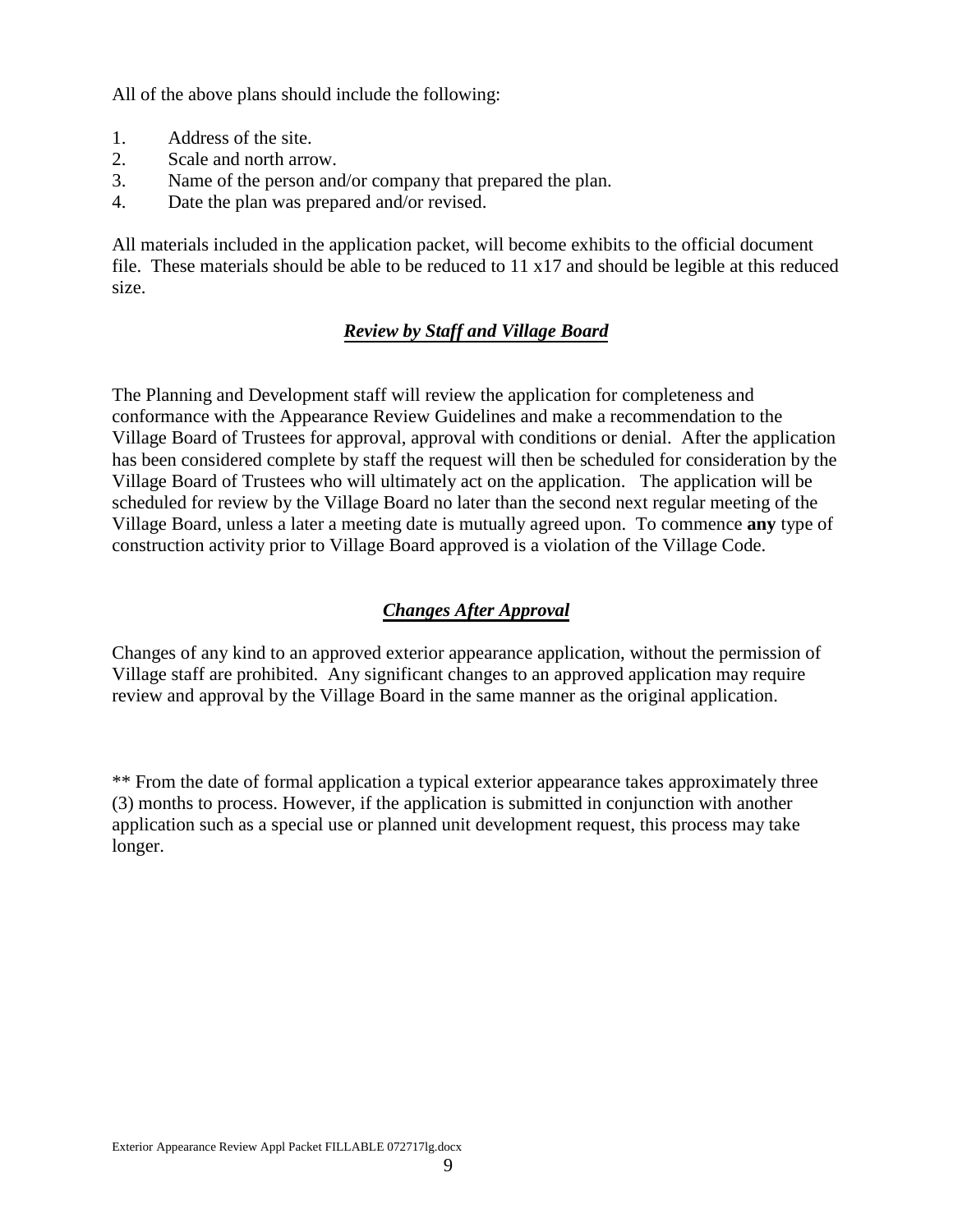All of the above plans should include the following:

1. Address of the site.
2. Scale and north arrow.
3. Name of the person and/or company that prepared the plan.
4. Date the plan was prepared and/or revised.

All materials included in the application packet, will become exhibits to the official document file. These materials should be able to be reduced to 11 x17 and should be legible at this reduced size.

## ***Review by Staff and Village Board***

The Planning and Development staff will review the application for completeness and conformance with the Appearance Review Guidelines and make a recommendation to the Village Board of Trustees for approval, approval with conditions or denial. After the application has been considered complete by staff the request will then be scheduled for consideration by the Village Board of Trustees who will ultimately act on the application. The application will be scheduled for review by the Village Board no later than the second next regular meeting of the Village Board, unless a later a meeting date is mutually agreed upon. To commence **any** type of construction activity prior to Village Board approved is a violation of the Village Code.

## ***Changes After Approval***

Changes of any kind to an approved exterior appearance application, without the permission of Village staff are prohibited. Any significant changes to an approved application may require review and approval by the Village Board in the same manner as the original application.

** From the date of formal application a typical exterior appearance takes approximately three (3) months to process. However, if the application is submitted in conjunction with another application such as a special use or planned unit development request, this process may take longer.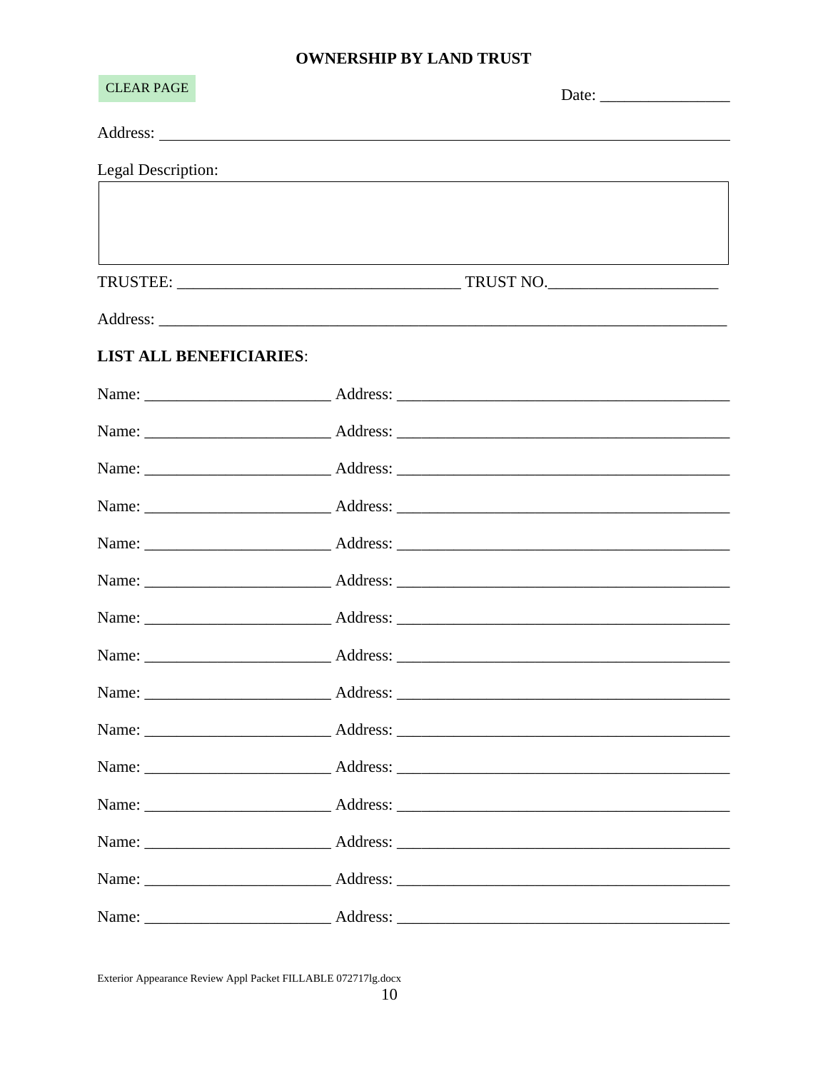## OWNERSHIP BY LAND TRUST

CLEAR PAGE

Date: ________________

Address: ______________________________________________________________________

Legal Description:

|  |
|---|
|  |

TRUSTEE: __________________________________ TRUST NO.____________________

Address: ______________________________________________________________________

**LIST ALL BENEFICIARIES**:

Name: ______________________ Address: ________________________________________

Name: ______________________ Address: ________________________________________

Name: ______________________ Address: ________________________________________

Name: ______________________ Address: ________________________________________

Name: ______________________ Address: ________________________________________

Name: ______________________ Address: ________________________________________

Name: ______________________ Address: ________________________________________

Name: ______________________ Address: ________________________________________

Name: ______________________ Address: ________________________________________

Name: ______________________ Address: ________________________________________

Name: ______________________ Address: ________________________________________

Name: ______________________ Address: ________________________________________

Name: ______________________ Address: ________________________________________

Name: ______________________ Address: ________________________________________

Name: ______________________ Address: ________________________________________

Exterior Appearance Review Appl Packet FILLABLE 072717lg.docx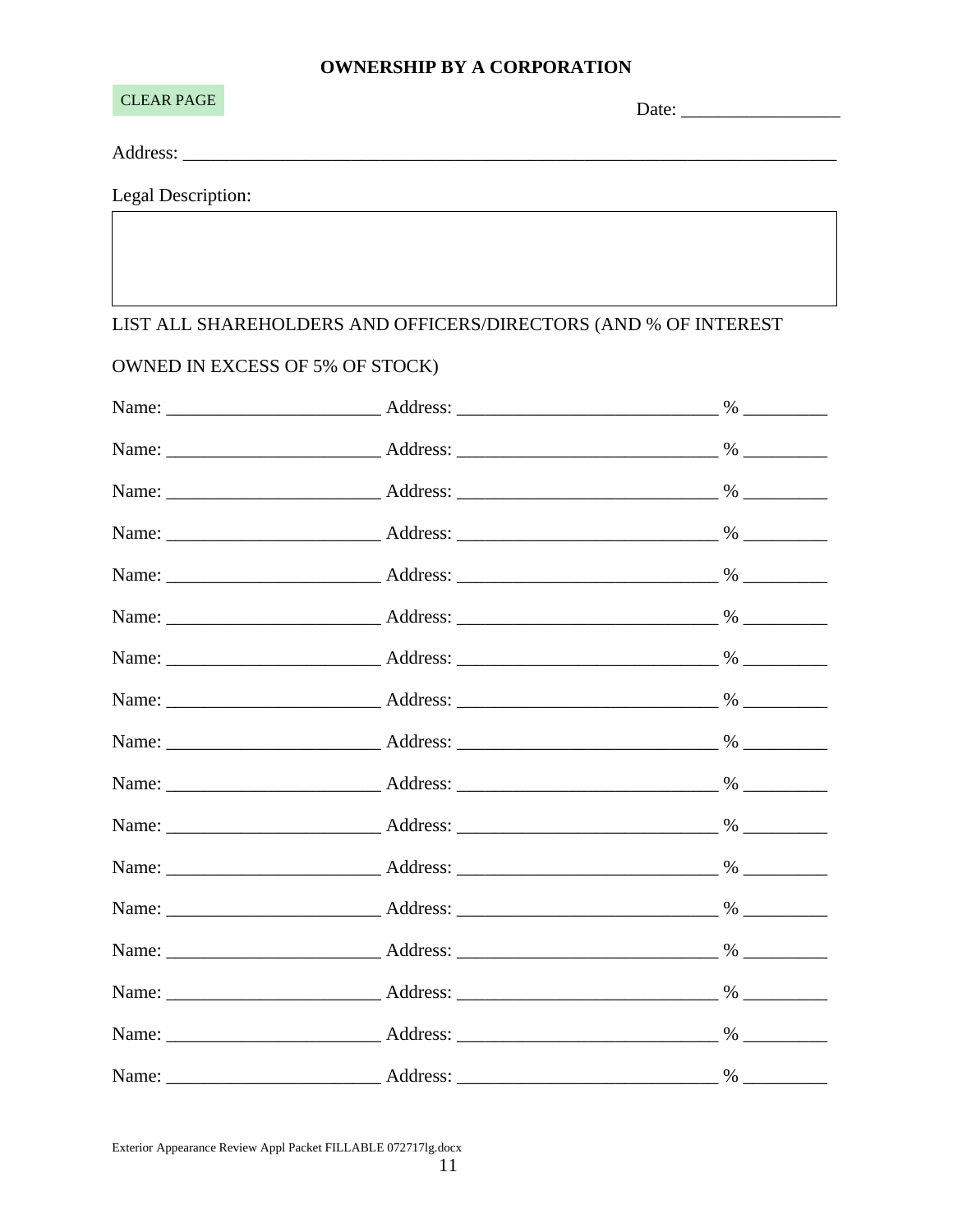## OWNERSHIP BY A CORPORATION

CLEAR PAGE

Date: _________________

Address: ________________________________________________________________________

Legal Description:

|  |
|---|
|  |

LIST ALL SHAREHOLDERS AND OFFICERS/DIRECTORS (AND % OF INTEREST OWNED IN EXCESS OF 5% OF STOCK)

Name: ______________________ Address: ___________________________ % _________

Name: ______________________ Address: ___________________________ % _________

Name: ______________________ Address: ___________________________ % _________

Name: ______________________ Address: ___________________________ % _________

Name: ______________________ Address: ___________________________ % _________

Name: ______________________ Address: ___________________________ % _________

Name: ______________________ Address: ___________________________ % _________

Name: ______________________ Address: ___________________________ % _________

Name: ______________________ Address: ___________________________ % _________

Name: ______________________ Address: ___________________________ % _________

Name: ______________________ Address: ___________________________ % _________

Name: ______________________ Address: ___________________________ % _________

Name: ______________________ Address: ___________________________ % _________

Name: ______________________ Address: ___________________________ % _________

Name: ______________________ Address: ___________________________ % _________

Name: ______________________ Address: ___________________________ % _________

Name: ______________________ Address: ___________________________ % _________

Exterior Appearance Review Appl Packet FILLABLE 072717lg.docx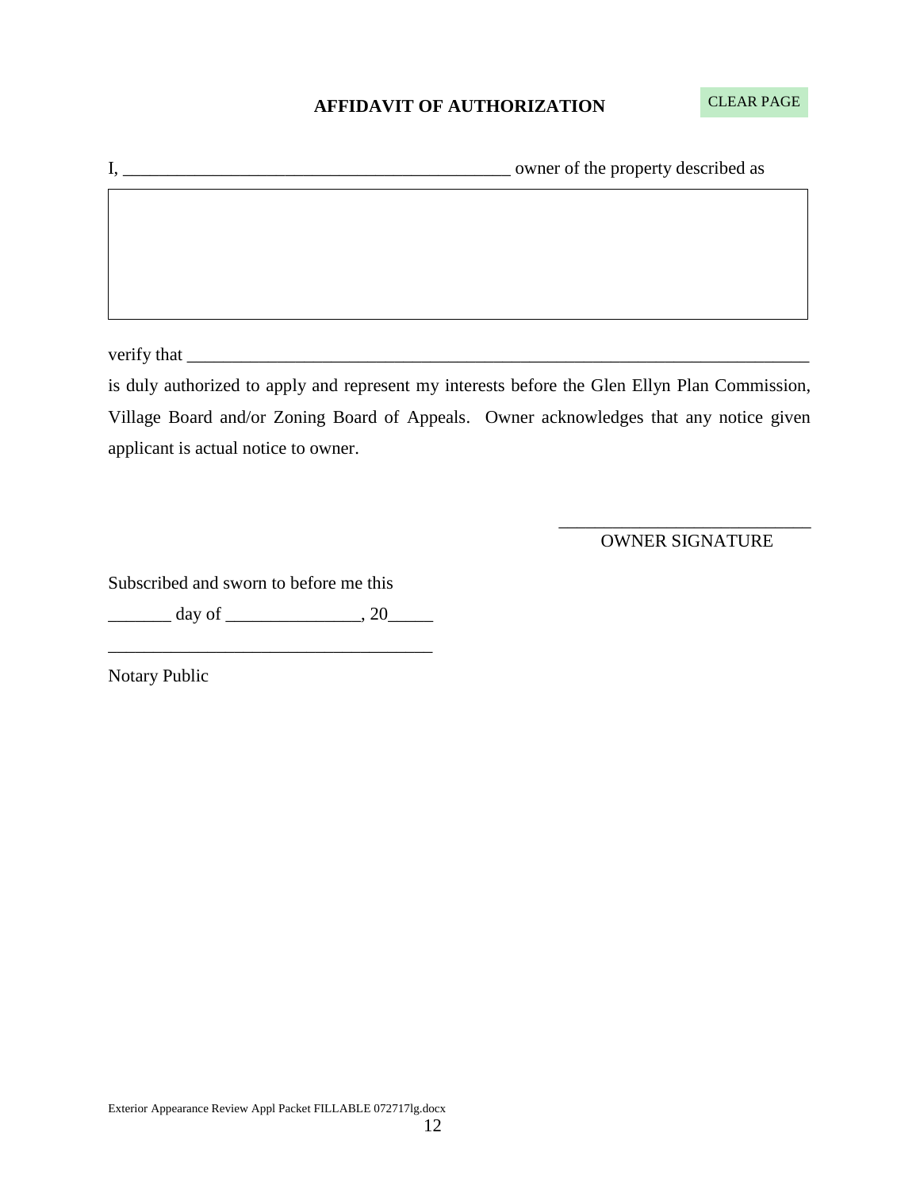## AFFIDAVIT OF AUTHORIZATION

CLEAR PAGE

I, ___________________________________________ owner of the property described as

| |
|---|
| |

verify that ______________________________________________________________________ is duly authorized to apply and represent my interests before the Glen Ellyn Plan Commission, Village Board and/or Zoning Board of Appeals. Owner acknowledges that any notice given applicant is actual notice to owner.

____________________________
OWNER SIGNATURE

Subscribed and sworn to before me this

_______ day of _______________, 20_____

____________________________________
Notary Public

Exterior Appearance Review Appl Packet FILLABLE 072717lg.docx